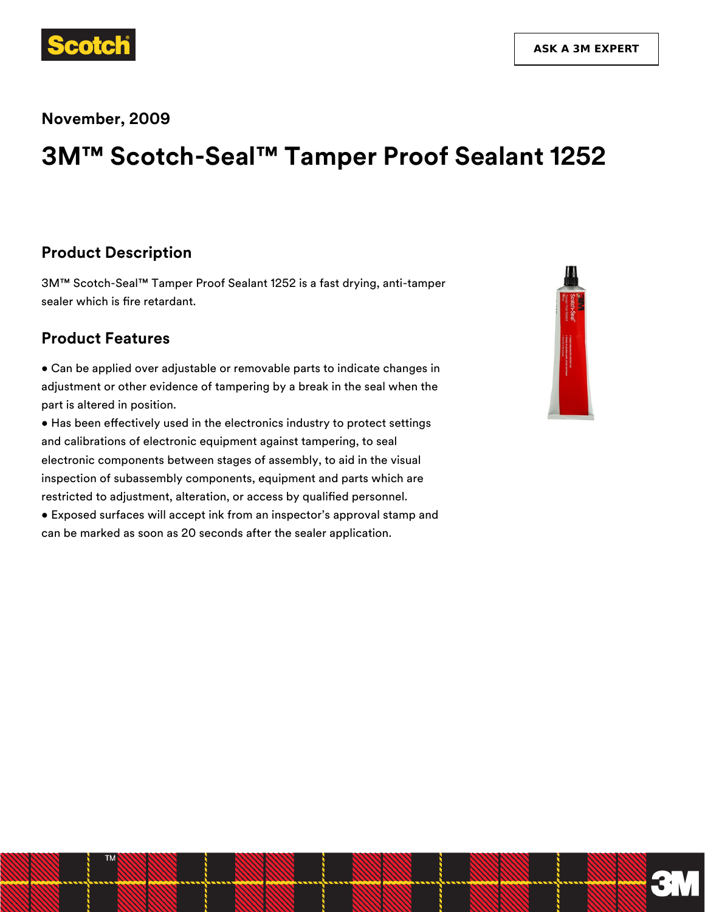November, 2009

# 3M™ Scotch-Seal™ Tamper Proof Sealant 1252

## Product Description

3M™ Scotch-Seal™ Tamper Proof Sealant 1252 is a fast drying, anti-tamper sealer which is fire retardant.

## Product Features

- Can be applied over adjustable or removable parts to indicate changes in adjustment or other evidence of tampering by a break in the seal when the part is altered in position.
- Has been effectively used in the electronics industry to protect settings and calibrations of electronic equipment against tampering, to seal electronic components between stages of assembly, to aid in the visual inspection of subassembly components, equipment and parts which are restricted to adjustment, alteration, or access by qualified personnel.
- Exposed surfaces will accept ink from an inspector's approval stamp and can be marked as soon as 20 seconds after the sealer application.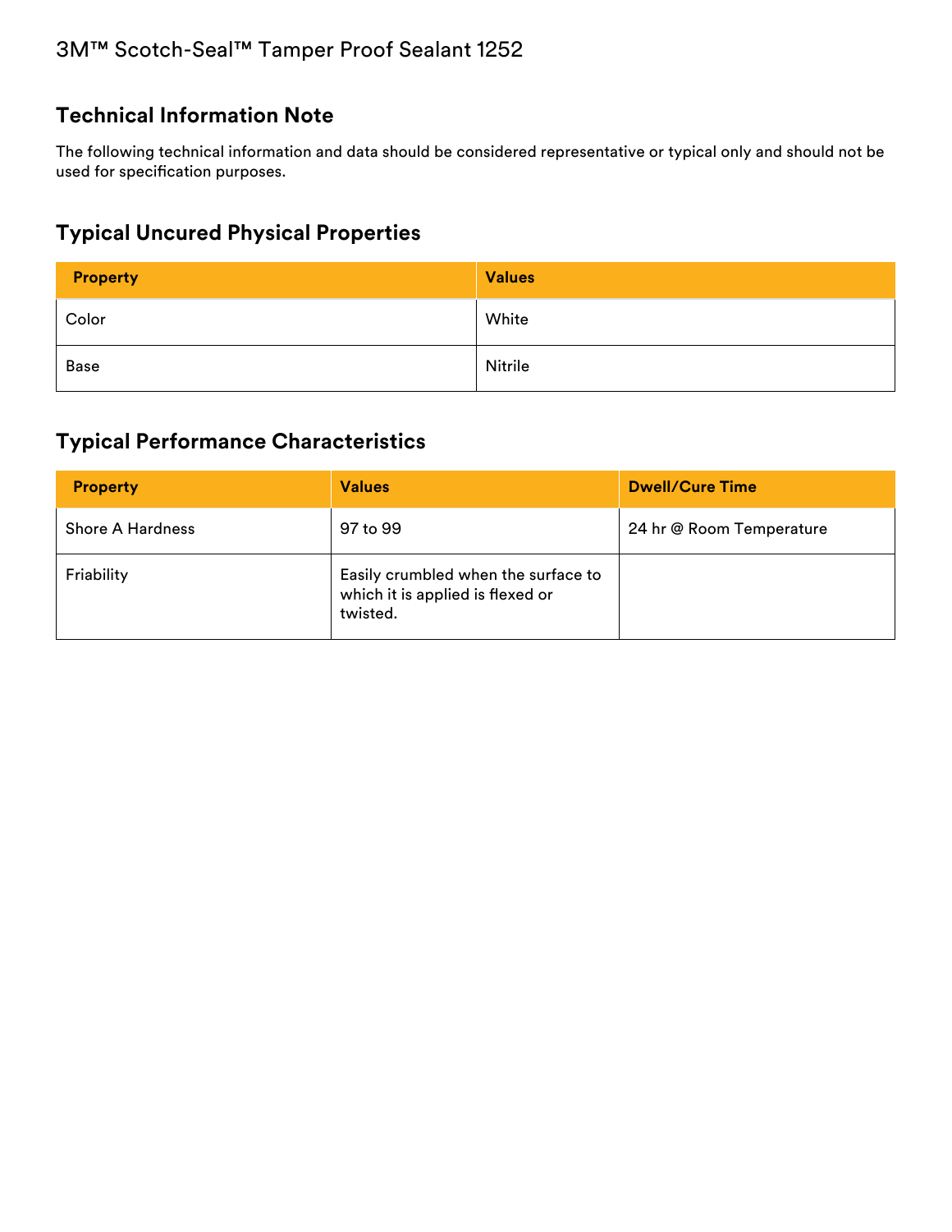3M™ Scotch-Seal™ Tamper Proof Sealant 1252

## Technical Information Note

The following technical information and data should be considered representative or typical only and should not be used for specification purposes.

## Typical Uncured Physical Properties

| Property | Values |
| --- | --- |
| Color | White |
| Base | Nitrile |

## Typical Performance Characteristics

| Property | Values | Dwell/Cure Time |
| --- | --- | --- |
| Shore A Hardness | 97 to 99 | 24 hr @ Room Temperature |
| Friability | Easily crumbled when the surface to which it is applied is flexed or twisted. | |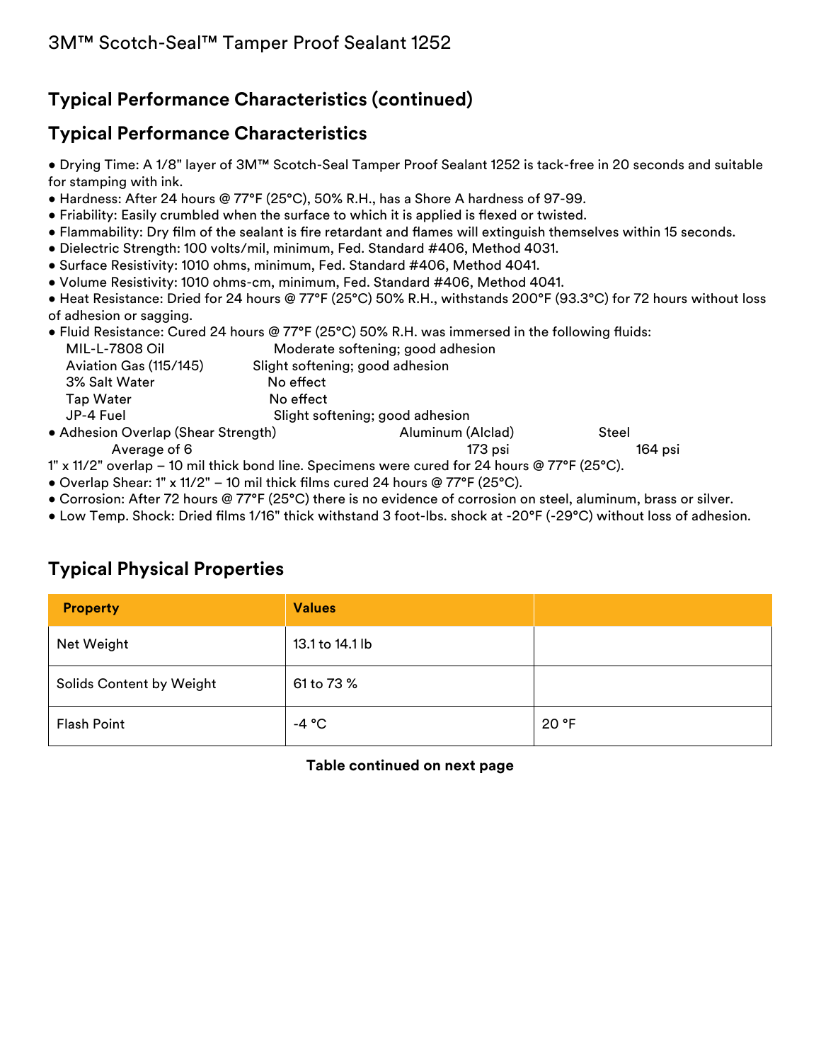## Typical Performance Characteristics (continued)

## Typical Performance Characteristics

- Drying Time: A 1/8" layer of 3M™ Scotch-Seal Tamper Proof Sealant 1252 is tack-free in 20 seconds and suitable for stamping with ink.
- Hardness: After 24 hours @ 77°F (25°C), 50% R.H., has a Shore A hardness of 97-99.
- Friability: Easily crumbled when the surface to which it is applied is flexed or twisted.
- Flammability: Dry film of the sealant is fire retardant and flames will extinguish themselves within 15 seconds.
- Dielectric Strength: 100 volts/mil, minimum, Fed. Standard #406, Method 4031.
- Surface Resistivity: 1010 ohms, minimum, Fed. Standard #406, Method 4041.
- Volume Resistivity: 1010 ohms-cm, minimum, Fed. Standard #406, Method 4041.
- Heat Resistance: Dried for 24 hours @ 77°F (25°C) 50% R.H., withstands 200°F (93.3°C) for 72 hours without loss of adhesion or sagging.
- Fluid Resistance: Cured 24 hours @ 77°F (25°C) 50% R.H. was immersed in the following fluids:

| Fluid | Result |
|---|---|
| MIL-L-7808 Oil | Moderate softening; good adhesion |
| Aviation Gas (115/145) | Slight softening; good adhesion |
| 3% Salt Water | No effect |
| Tap Water | No effect |
| JP-4 Fuel | Slight softening; good adhesion |

- Adhesion Overlap (Shear Strength)

| | Aluminum (Alclad) | Steel |
|---|---|---|
| Average of 6 | 173 psi | 164 psi |

1" x 11/2" overlap – 10 mil thick bond line. Specimens were cured for 24 hours @ 77°F (25°C).

- Overlap Shear: 1" x 11/2" – 10 mil thick films cured 24 hours @ 77°F (25°C).
- Corrosion: After 72 hours @ 77°F (25°C) there is no evidence of corrosion on steel, aluminum, brass or silver.
- Low Temp. Shock: Dried films 1/16" thick withstand 3 foot-lbs. shock at -20°F (-29°C) without loss of adhesion.

## Typical Physical Properties

| Property | Values | |
|---|---|---|
| Net Weight | 13.1 to 14.1 lb | |
| Solids Content by Weight | 61 to 73 % | |
| Flash Point | -4 °C | 20 °F |

**Table continued on next page**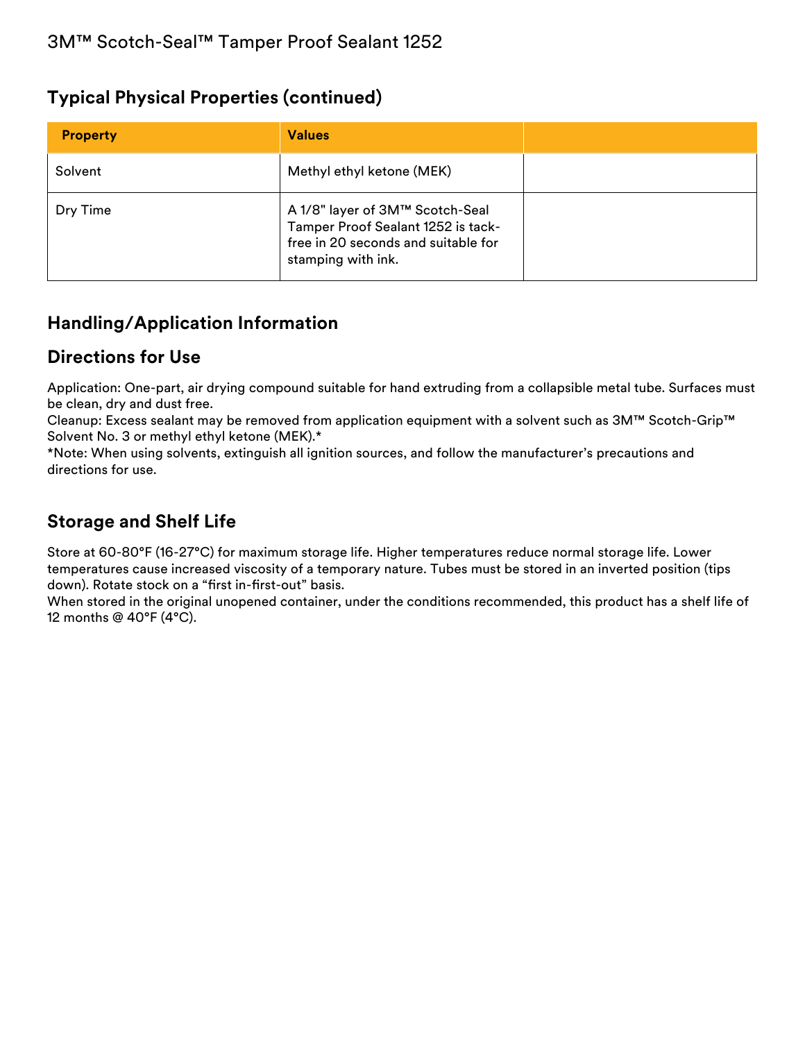## Typical Physical Properties (continued)

| Property | Values | |
|---|---|---|
| Solvent | Methyl ethyl ketone (MEK) | |
| Dry Time | A 1/8" layer of 3M™ Scotch-Seal Tamper Proof Sealant 1252 is tack-free in 20 seconds and suitable for stamping with ink. | |

## Handling/Application Information

## Directions for Use

Application: One-part, air drying compound suitable for hand extruding from a collapsible metal tube. Surfaces must be clean, dry and dust free.
Cleanup: Excess sealant may be removed from application equipment with a solvent such as 3M™ Scotch-Grip™ Solvent No. 3 or methyl ethyl ketone (MEK).*
*Note: When using solvents, extinguish all ignition sources, and follow the manufacturer's precautions and directions for use.

## Storage and Shelf Life

Store at 60-80°F (16-27°C) for maximum storage life. Higher temperatures reduce normal storage life. Lower temperatures cause increased viscosity of a temporary nature. Tubes must be stored in an inverted position (tips down). Rotate stock on a "first in-first-out" basis.
When stored in the original unopened container, under the conditions recommended, this product has a shelf life of 12 months @ 40°F (4°C).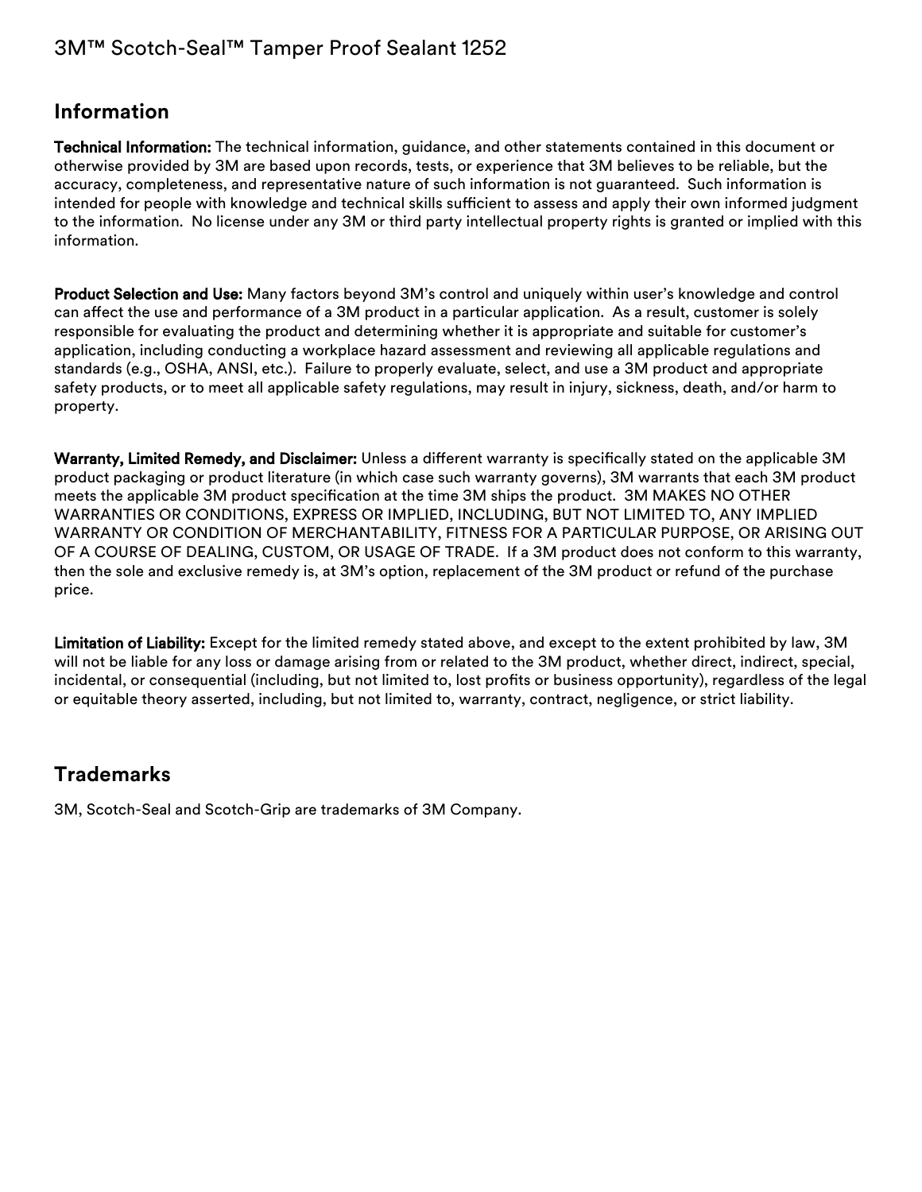## Information

**Technical Information:** The technical information, guidance, and other statements contained in this document or otherwise provided by 3M are based upon records, tests, or experience that 3M believes to be reliable, but the accuracy, completeness, and representative nature of such information is not guaranteed. Such information is intended for people with knowledge and technical skills sufficient to assess and apply their own informed judgment to the information. No license under any 3M or third party intellectual property rights is granted or implied with this information.

**Product Selection and Use:** Many factors beyond 3M's control and uniquely within user's knowledge and control can affect the use and performance of a 3M product in a particular application. As a result, customer is solely responsible for evaluating the product and determining whether it is appropriate and suitable for customer's application, including conducting a workplace hazard assessment and reviewing all applicable regulations and standards (e.g., OSHA, ANSI, etc.). Failure to properly evaluate, select, and use a 3M product and appropriate safety products, or to meet all applicable safety regulations, may result in injury, sickness, death, and/or harm to property.

**Warranty, Limited Remedy, and Disclaimer:** Unless a different warranty is specifically stated on the applicable 3M product packaging or product literature (in which case such warranty governs), 3M warrants that each 3M product meets the applicable 3M product specification at the time 3M ships the product. 3M MAKES NO OTHER WARRANTIES OR CONDITIONS, EXPRESS OR IMPLIED, INCLUDING, BUT NOT LIMITED TO, ANY IMPLIED WARRANTY OR CONDITION OF MERCHANTABILITY, FITNESS FOR A PARTICULAR PURPOSE, OR ARISING OUT OF A COURSE OF DEALING, CUSTOM, OR USAGE OF TRADE. If a 3M product does not conform to this warranty, then the sole and exclusive remedy is, at 3M's option, replacement of the 3M product or refund of the purchase price.

**Limitation of Liability:** Except for the limited remedy stated above, and except to the extent prohibited by law, 3M will not be liable for any loss or damage arising from or related to the 3M product, whether direct, indirect, special, incidental, or consequential (including, but not limited to, lost profits or business opportunity), regardless of the legal or equitable theory asserted, including, but not limited to, warranty, contract, negligence, or strict liability.

## Trademarks

3M, Scotch-Seal and Scotch-Grip are trademarks of 3M Company.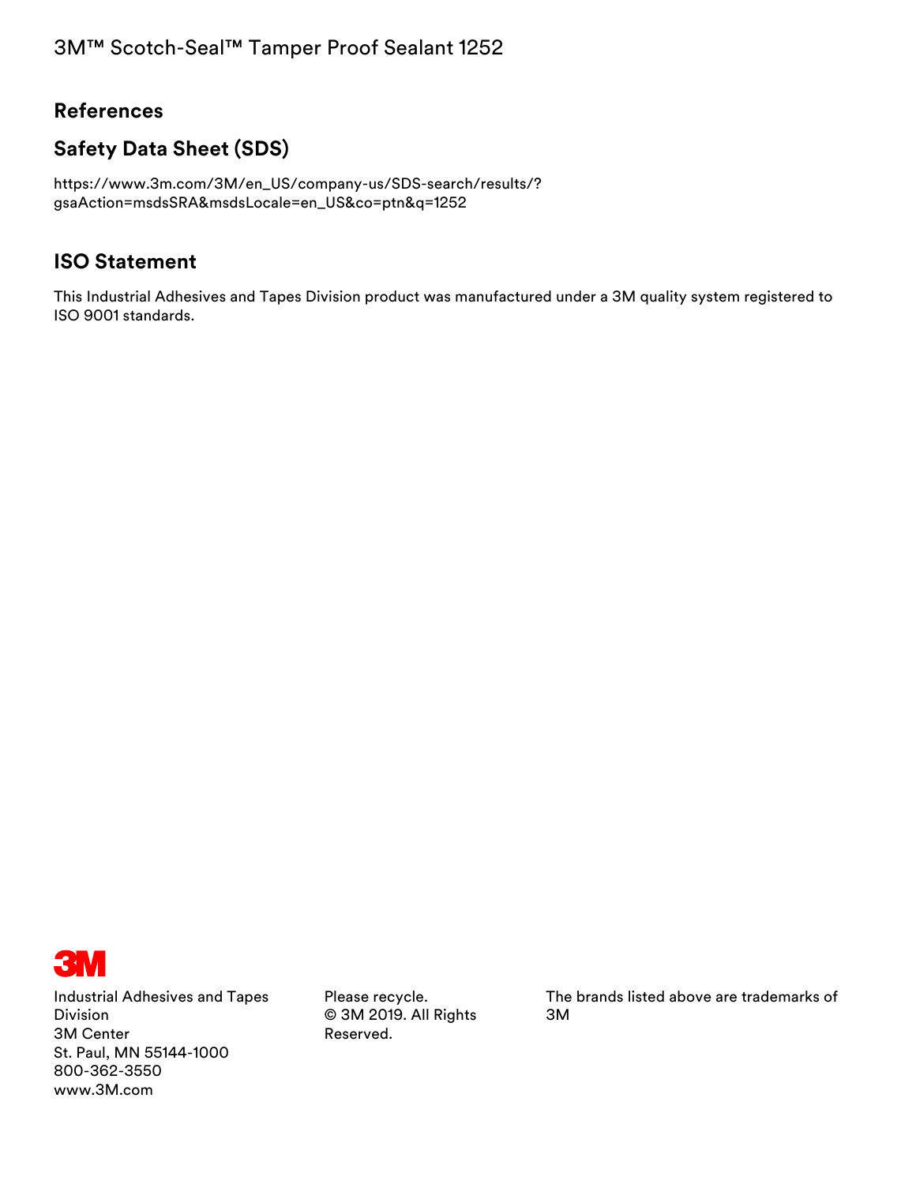## References

## Safety Data Sheet (SDS)

https://www.3m.com/3M/en_US/company-us/SDS-search/results/?gsaAction=msdsSRA&msdsLocale=en_US&co=ptn&q=1252

## ISO Statement

This Industrial Adhesives and Tapes Division product was manufactured under a 3M quality system registered to ISO 9001 standards.

Industrial Adhesives and Tapes Division
3M Center
St. Paul, MN 55144-1000
800-362-3550
www.3M.com

Please recycle.
© 3M 2019. All Rights Reserved.

The brands listed above are trademarks of 3M